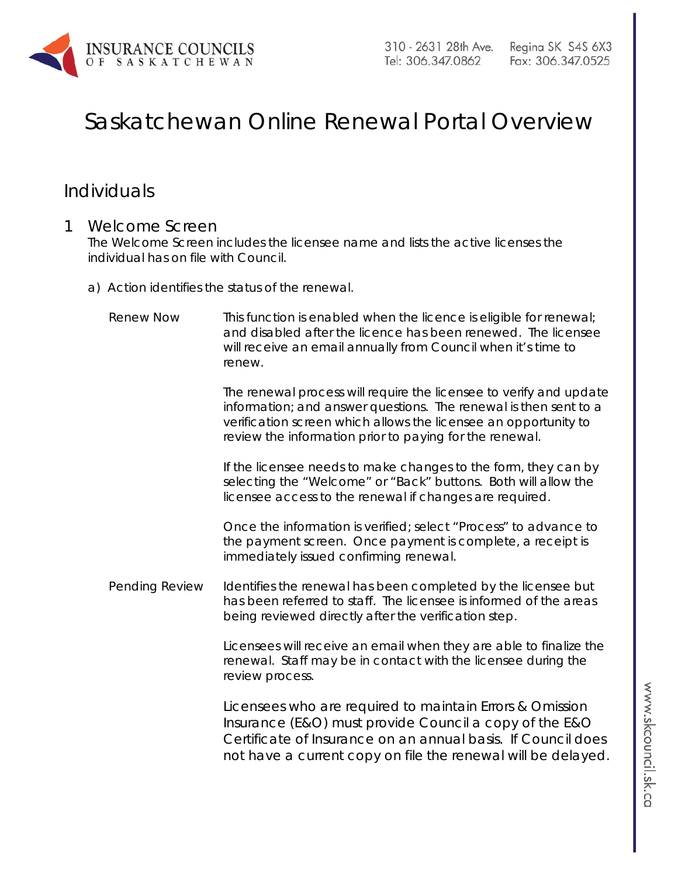# Saskatchewan Online Renewal Portal Overview

## Individuals

### 1 Welcome Screen

The Welcome Screen includes the licensee name and lists the active licenses the individual has on file with Council.

a) Action identifies the status of the renewal.

**Renew Now**

This function is enabled when the licence is eligible for renewal; and disabled after the licence has been renewed. The licensee will receive an email annually from Council when it's time to renew.

The renewal process will require the licensee to verify and update information; and answer questions. The renewal is then sent to a verification screen which allows the licensee an opportunity to review the information prior to paying for the renewal.

If the licensee needs to make changes to the form, they can by selecting the "Welcome" or "Back" buttons. Both will allow the licensee access to the renewal if changes are required.

Once the information is verified; select "Process" to advance to the payment screen. Once payment is complete, a receipt is immediately issued confirming renewal.

**Pending Review**

Identifies the renewal has been completed by the licensee but has been referred to staff. The licensee is informed of the areas being reviewed directly after the verification step.

Licensees will receive an email when they are able to finalize the renewal. Staff may be in contact with the licensee during the review process.

Licensees who are required to maintain Errors & Omission Insurance (E&O) must provide Council a copy of the E&O Certificate of Insurance on an annual basis. If Council does not have a current copy on file the renewal will be delayed.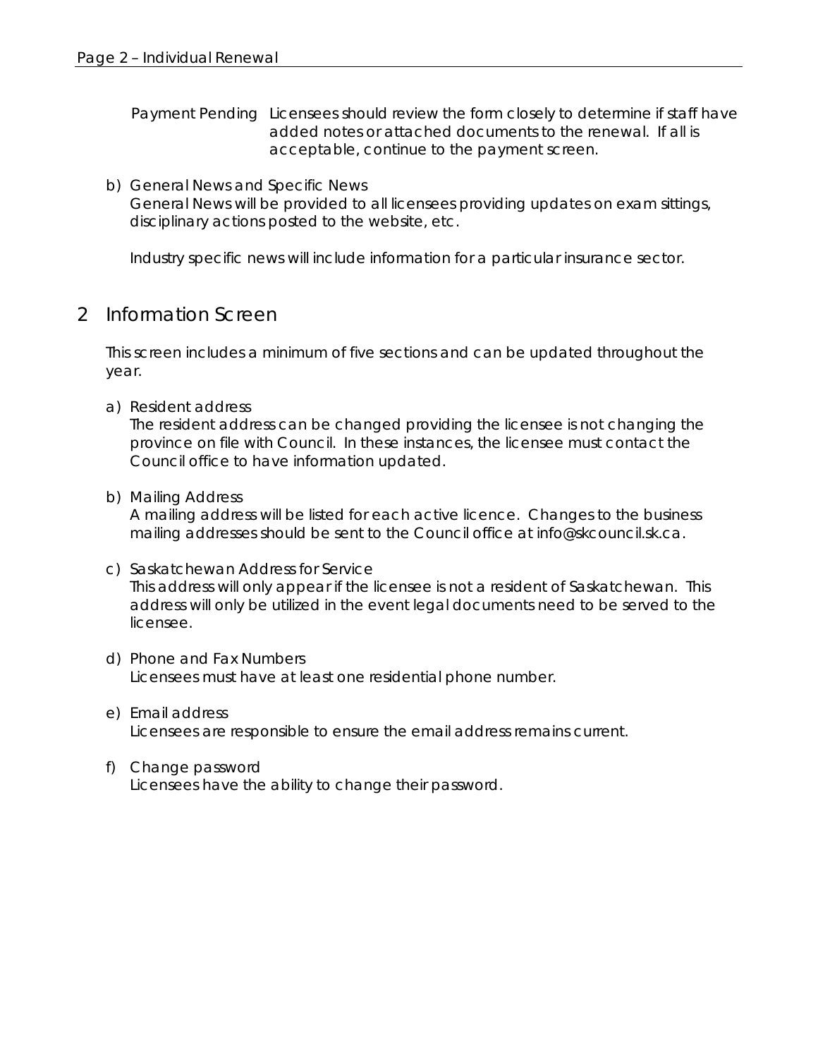Payment Pending — Licensees should review the form closely to determine if staff have added notes or attached documents to the renewal. If all is acceptable, continue to the payment screen.

b) General News and Specific News
   General News will be provided to all licensees providing updates on exam sittings, disciplinary actions posted to the website, etc.

   Industry specific news will include information for a particular insurance sector.

## 2 Information Screen

This screen includes a minimum of five sections and can be updated throughout the year.

a) Resident address
   The resident address can be changed providing the licensee is not changing the province on file with Council. In these instances, the licensee must contact the Council office to have information updated.

b) Mailing Address
   A mailing address will be listed for each active licence. Changes to the business mailing addresses should be sent to the Council office at info@skcouncil.sk.ca.

c) Saskatchewan Address for Service
   This address will only appear if the licensee is not a resident of Saskatchewan. This address will only be utilized in the event legal documents need to be served to the licensee.

d) Phone and Fax Numbers
   Licensees must have at least one residential phone number.

e) Email address
   Licensees are responsible to ensure the email address remains current.

f) Change password
   Licensees have the ability to change their password.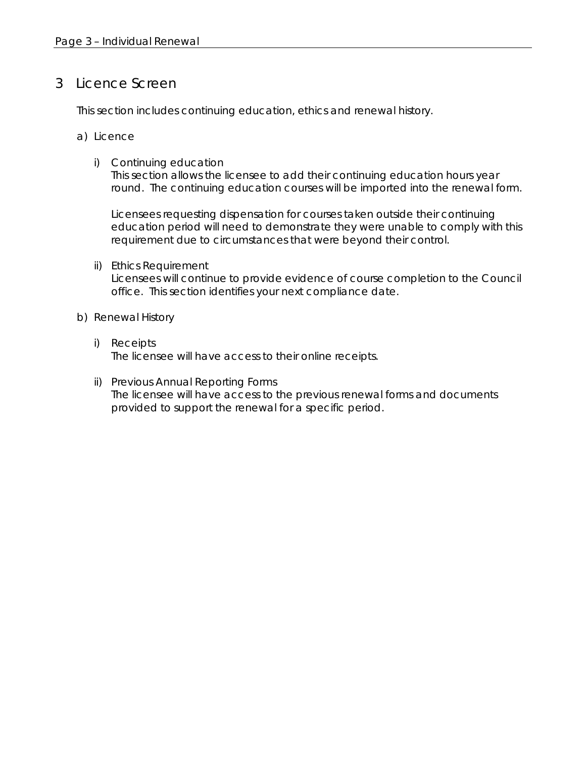# 3 Licence Screen

This section includes continuing education, ethics and renewal history.

a) Licence

   i) Continuing education
      This section allows the licensee to add their continuing education hours year round. The continuing education courses will be imported into the renewal form.

      Licensees requesting dispensation for courses taken outside their continuing education period will need to demonstrate they were unable to comply with this requirement due to circumstances that were beyond their control.

   ii) Ethics Requirement
      Licensees will continue to provide evidence of course completion to the Council office. This section identifies your next compliance date.

b) Renewal History

   i) Receipts
      The licensee will have access to their online receipts.

   ii) Previous Annual Reporting Forms
      The licensee will have access to the previous renewal forms and documents provided to support the renewal for a specific period.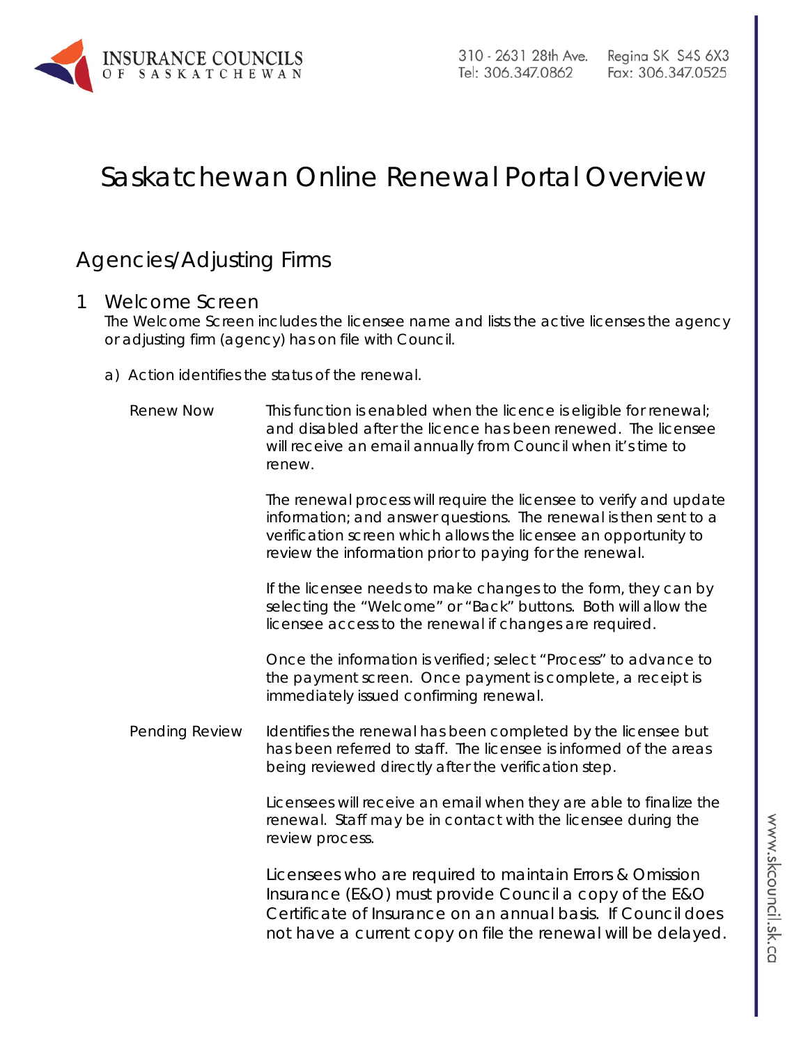# Saskatchewan Online Renewal Portal Overview

## Agencies/Adjusting Firms

### 1 Welcome Screen

The Welcome Screen includes the licensee name and lists the active licenses the agency or adjusting firm (agency) has on file with Council.

a) Action identifies the status of the renewal.

**Renew Now**

This function is enabled when the licence is eligible for renewal; and disabled after the licence has been renewed. The licensee will receive an email annually from Council when it's time to renew.

The renewal process will require the licensee to verify and update information; and answer questions. The renewal is then sent to a verification screen which allows the licensee an opportunity to review the information prior to paying for the renewal.

If the licensee needs to make changes to the form, they can by selecting the "Welcome" or "Back" buttons. Both will allow the licensee access to the renewal if changes are required.

Once the information is verified; select "Process" to advance to the payment screen. Once payment is complete, a receipt is immediately issued confirming renewal.

**Pending Review**

Identifies the renewal has been completed by the licensee but has been referred to staff. The licensee is informed of the areas being reviewed directly after the verification step.

Licensees will receive an email when they are able to finalize the renewal. Staff may be in contact with the licensee during the review process.

Licensees who are required to maintain Errors & Omission Insurance (E&O) must provide Council a copy of the E&O Certificate of Insurance on an annual basis. If Council does not have a current copy on file the renewal will be delayed.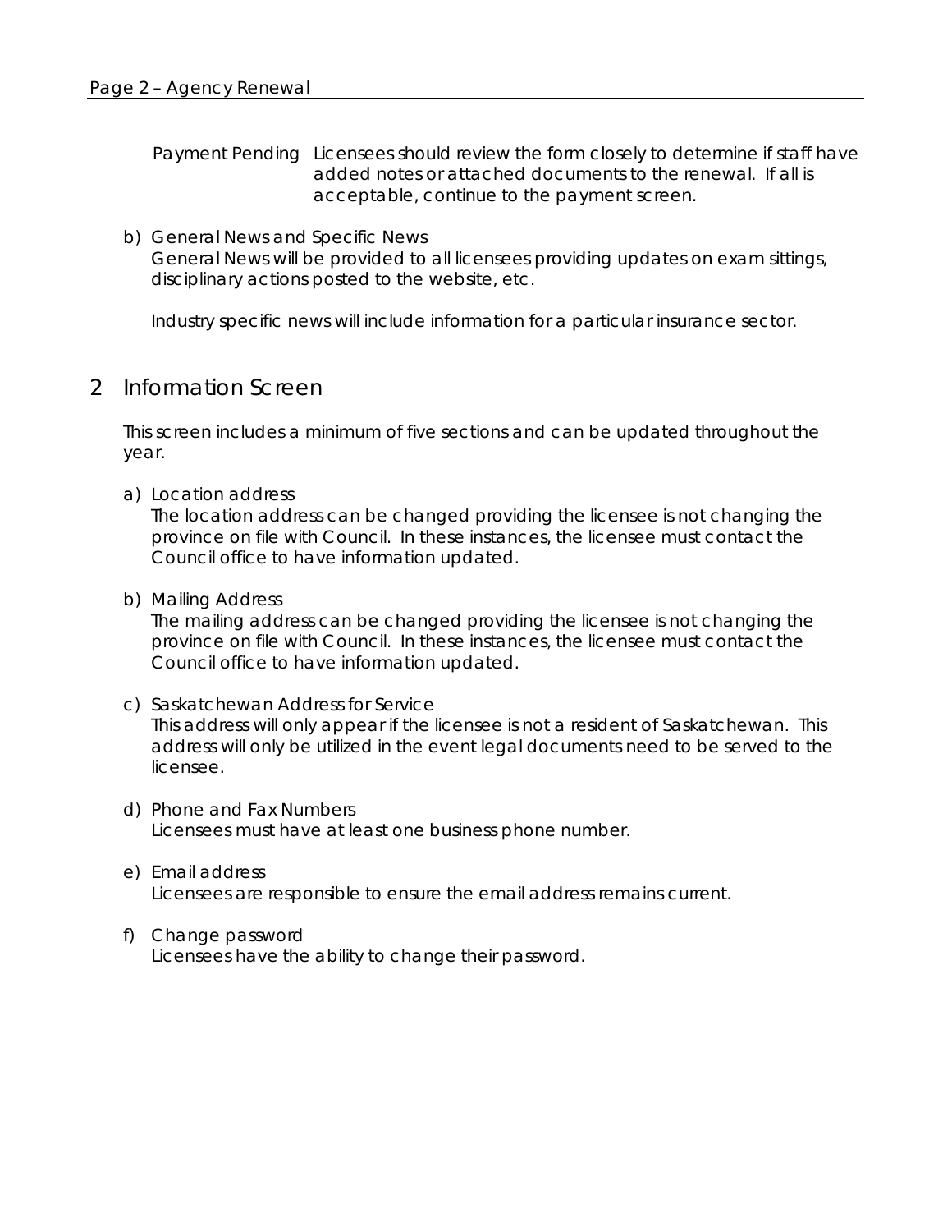Payment Pending — Licensees should review the form closely to determine if staff have added notes or attached documents to the renewal. If all is acceptable, continue to the payment screen.

b) General News and Specific News
   General News will be provided to all licensees providing updates on exam sittings, disciplinary actions posted to the website, etc.

   Industry specific news will include information for a particular insurance sector.

## 2 Information Screen

This screen includes a minimum of five sections and can be updated throughout the year.

a) Location address
   The location address can be changed providing the licensee is not changing the province on file with Council. In these instances, the licensee must contact the Council office to have information updated.

b) Mailing Address
   The mailing address can be changed providing the licensee is not changing the province on file with Council. In these instances, the licensee must contact the Council office to have information updated.

c) Saskatchewan Address for Service
   This address will only appear if the licensee is not a resident of Saskatchewan. This address will only be utilized in the event legal documents need to be served to the licensee.

d) Phone and Fax Numbers
   Licensees must have at least one business phone number.

e) Email address
   Licensees are responsible to ensure the email address remains current.

f) Change password
   Licensees have the ability to change their password.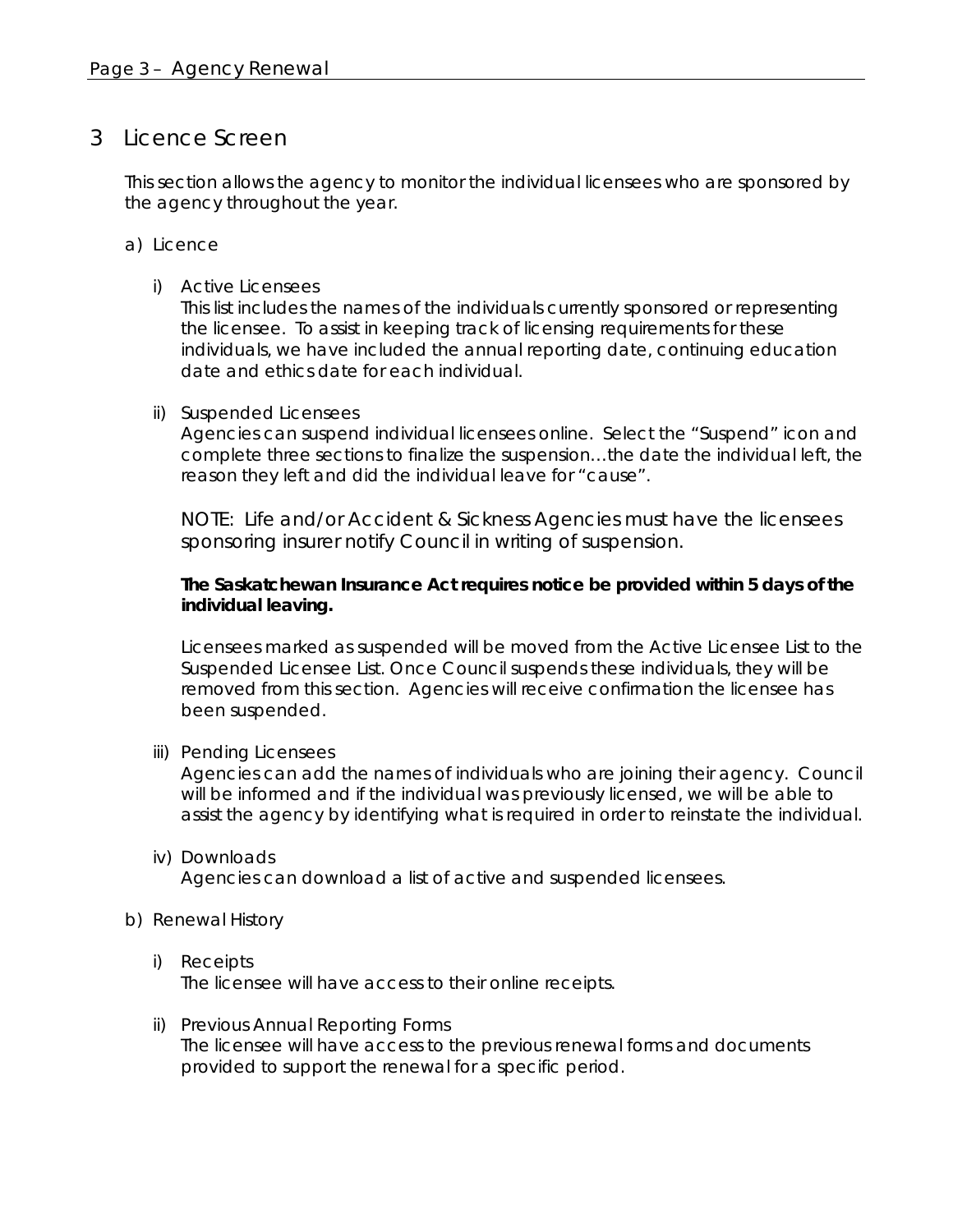# 3 Licence Screen

This section allows the agency to monitor the individual licensees who are sponsored by the agency throughout the year.

a) Licence

   i) Active Licensees
   This list includes the names of the individuals currently sponsored or representing the licensee. To assist in keeping track of licensing requirements for these individuals, we have included the annual reporting date, continuing education date and ethics date for each individual.

   ii) Suspended Licensees
   Agencies can suspend individual licensees online. Select the "Suspend" icon and complete three sections to finalize the suspension…the date the individual left, the reason they left and did the individual leave for "cause".

   NOTE: Life and/or Accident & Sickness Agencies must have the licensees sponsoring insurer notify Council in writing of suspension.

   **The Saskatchewan Insurance Act requires notice be provided within 5 days of the individual leaving.**

   Licensees marked as suspended will be moved from the Active Licensee List to the Suspended Licensee List. Once Council suspends these individuals, they will be removed from this section. Agencies will receive confirmation the licensee has been suspended.

   iii) Pending Licensees
   Agencies can add the names of individuals who are joining their agency. Council will be informed and if the individual was previously licensed, we will be able to assist the agency by identifying what is required in order to reinstate the individual.

   iv) Downloads
   Agencies can download a list of active and suspended licensees.

b) Renewal History

   i) Receipts
   The licensee will have access to their online receipts.

   ii) Previous Annual Reporting Forms
   The licensee will have access to the previous renewal forms and documents provided to support the renewal for a specific period.